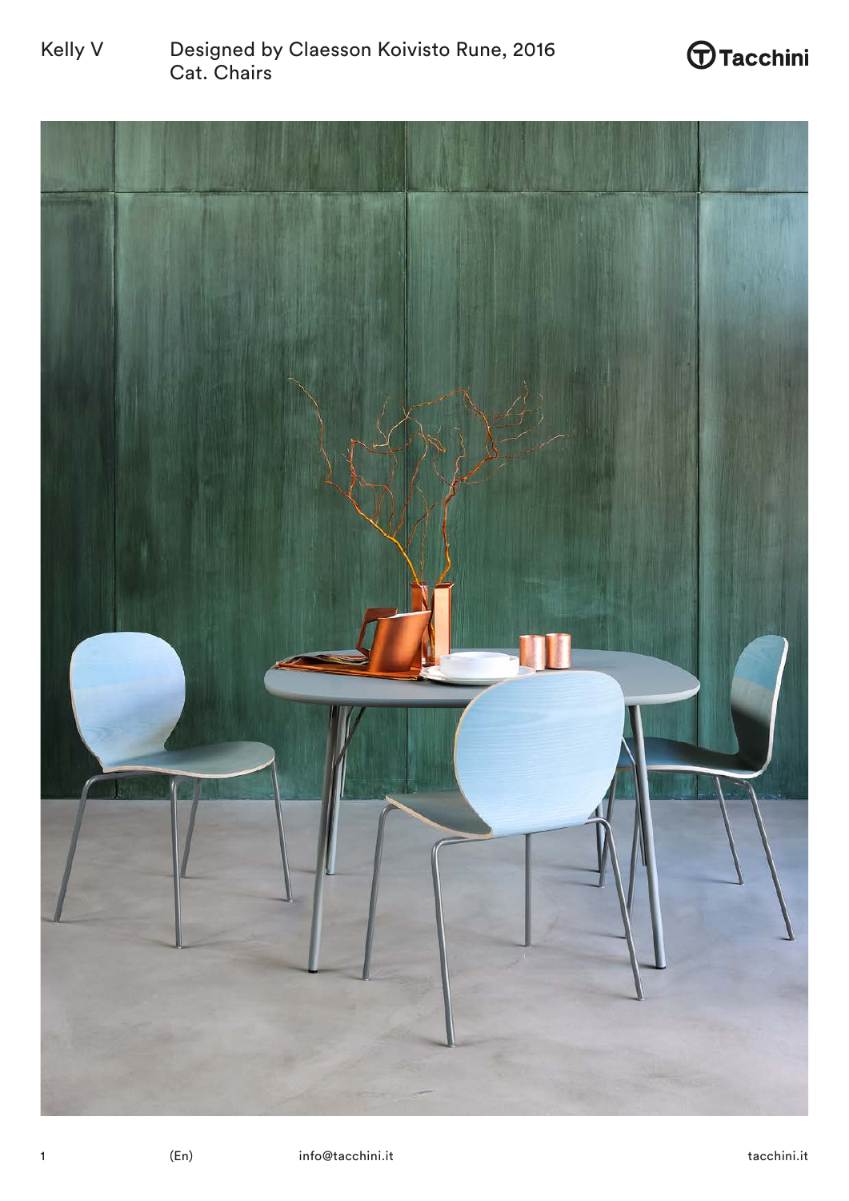Kelly V

Designed by Claesson Koivisto Rune, 2016
Cat. Chairs

Tacchini

(En)

info@tacchini.it

tacchini.it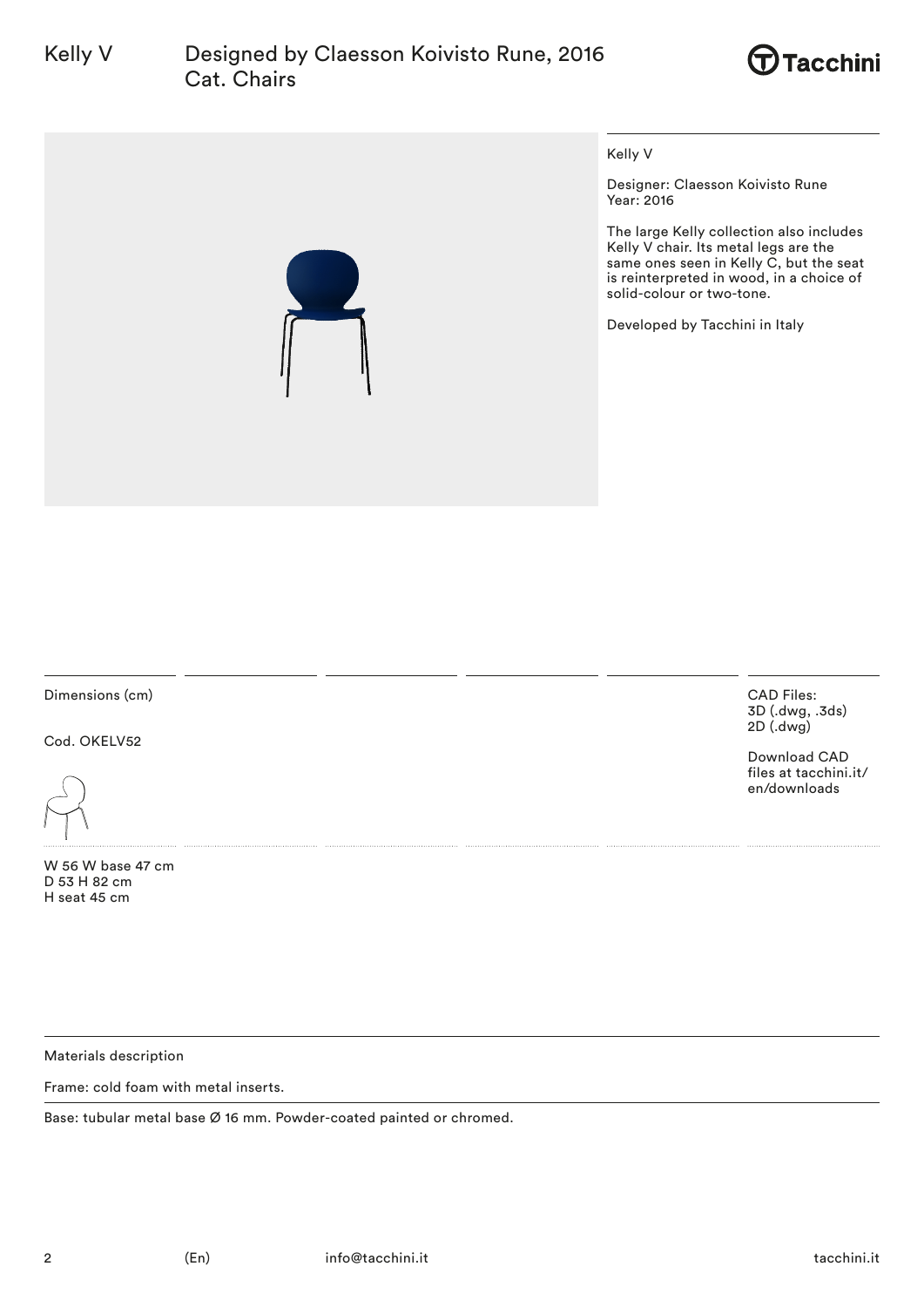# Kelly V

Designed by Claesson Koivisto Rune, 2016
Cat. Chairs

Kelly V

Designer: Claesson Koivisto Rune
Year: 2016

The large Kelly collection also includes Kelly V chair. Its metal legs are the same ones seen in Kelly C, but the seat is reinterpreted in wood, in a choice of solid-colour or two-tone.

Developed by Tacchini in Italy

Dimensions (cm)

Cod. OKELV52

W 56 W base 47 cm
D 53 H 82 cm
H seat 45 cm

CAD Files:
3D (.dwg, .3ds)
2D (.dwg)

Download CAD files at tacchini.it/en/downloads

Materials description

Frame: cold foam with metal inserts.

Base: tubular metal base Ø 16 mm. Powder-coated painted or chromed.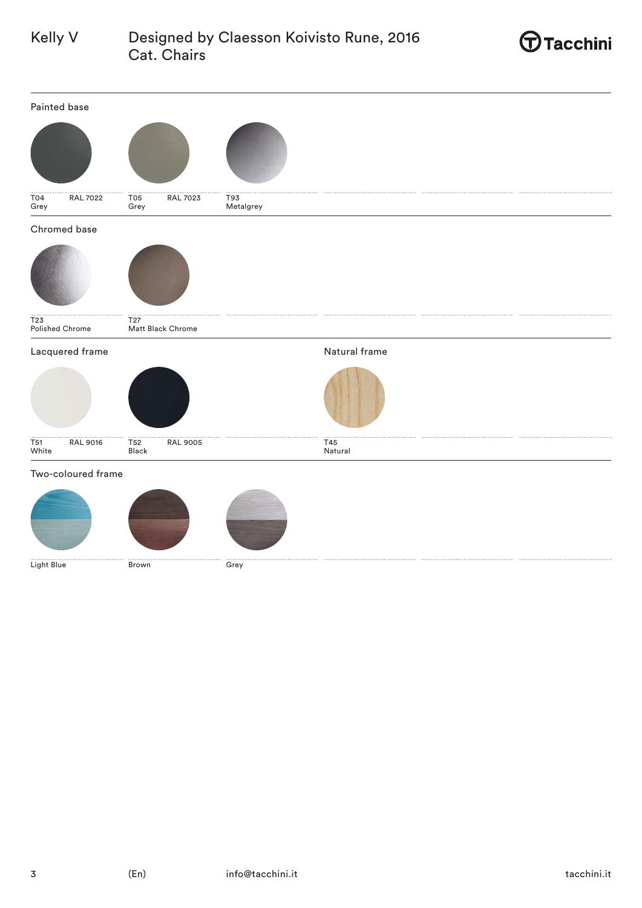Kelly V

Designed by Claesson Koivisto Rune, 2016
Cat. Chairs

## Painted base

T04 RAL 7022
Grey

T05 RAL 7023
Grey

T93
Metalgrey

## Chromed base

T23
Polished Chrome

T27
Matt Black Chrome

## Lacquered frame

T51 RAL 9016
White

T52 RAL 9005
Black

## Natural frame

T45
Natural

## Two-coloured frame

Light Blue

Brown

Grey

(En) info@tacchini.it tacchini.it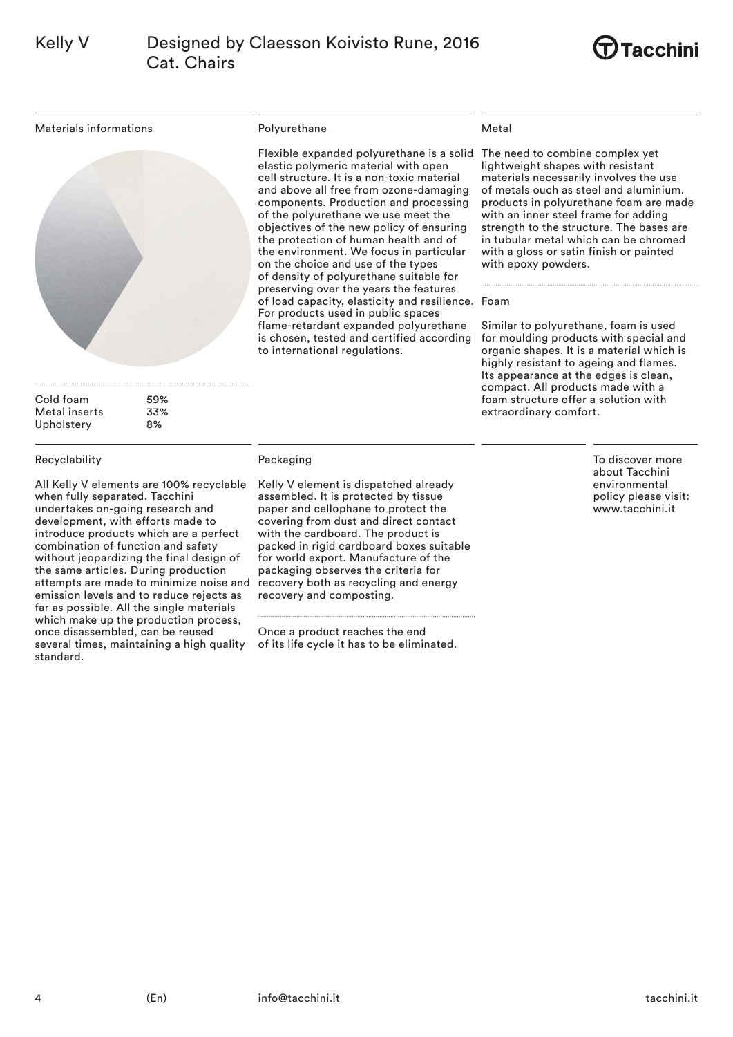# Kelly V

Designed by Claesson Koivisto Rune, 2016
Cat. Chairs

## Materials informations

| Material | % |
|---|---|
| Cold foam | 59% |
| Metal inserts | 33% |
| Upholstery | 8% |

## Polyurethane

Flexible expanded polyurethane is a solid elastic polymeric material with open cell structure. It is a non-toxic material and above all free from ozone-damaging components. Production and processing of the polyurethane we use meet the objectives of the new policy of ensuring the protection of human health and of the environment. We focus in particular on the choice and use of the types of density of polyurethane suitable for preserving over the years the features of load capacity, elasticity and resilience. For products used in public spaces flame-retardant expanded polyurethane is chosen, tested and certified according to international regulations.

## Metal

The need to combine complex yet lightweight shapes with resistant materials necessarily involves the use of metals ouch as steel and aluminium. products in polyurethane foam are made with an inner steel frame for adding strength to the structure. The bases are in tubular metal which can be chromed with a gloss or satin finish or painted with epoxy powders.

## Foam

Similar to polyurethane, foam is used for moulding products with special and organic shapes. It is a material which is highly resistant to ageing and flames. Its appearance at the edges is clean, compact. All products made with a foam structure offer a solution with extraordinary comfort.

## Recyclability

All Kelly V elements are 100% recyclable when fully separated. Tacchini undertakes on-going research and development, with efforts made to introduce products which are a perfect combination of function and safety without jeopardizing the final design of the same articles. During production attempts are made to minimize noise and emission levels and to reduce rejects as far as possible. All the single materials which make up the production process, once disassembled, can be reused several times, maintaining a high quality standard.

## Packaging

Kelly V element is dispatched already assembled. It is protected by tissue paper and cellophane to protect the covering from dust and direct contact with the cardboard. The product is packed in rigid cardboard boxes suitable for world export. Manufacture of the packaging observes the criteria for recovery both as recycling and energy recovery and composting.

Once a product reaches the end of its life cycle it has to be eliminated.

To discover more about Tacchini environmental policy please visit: www.tacchini.it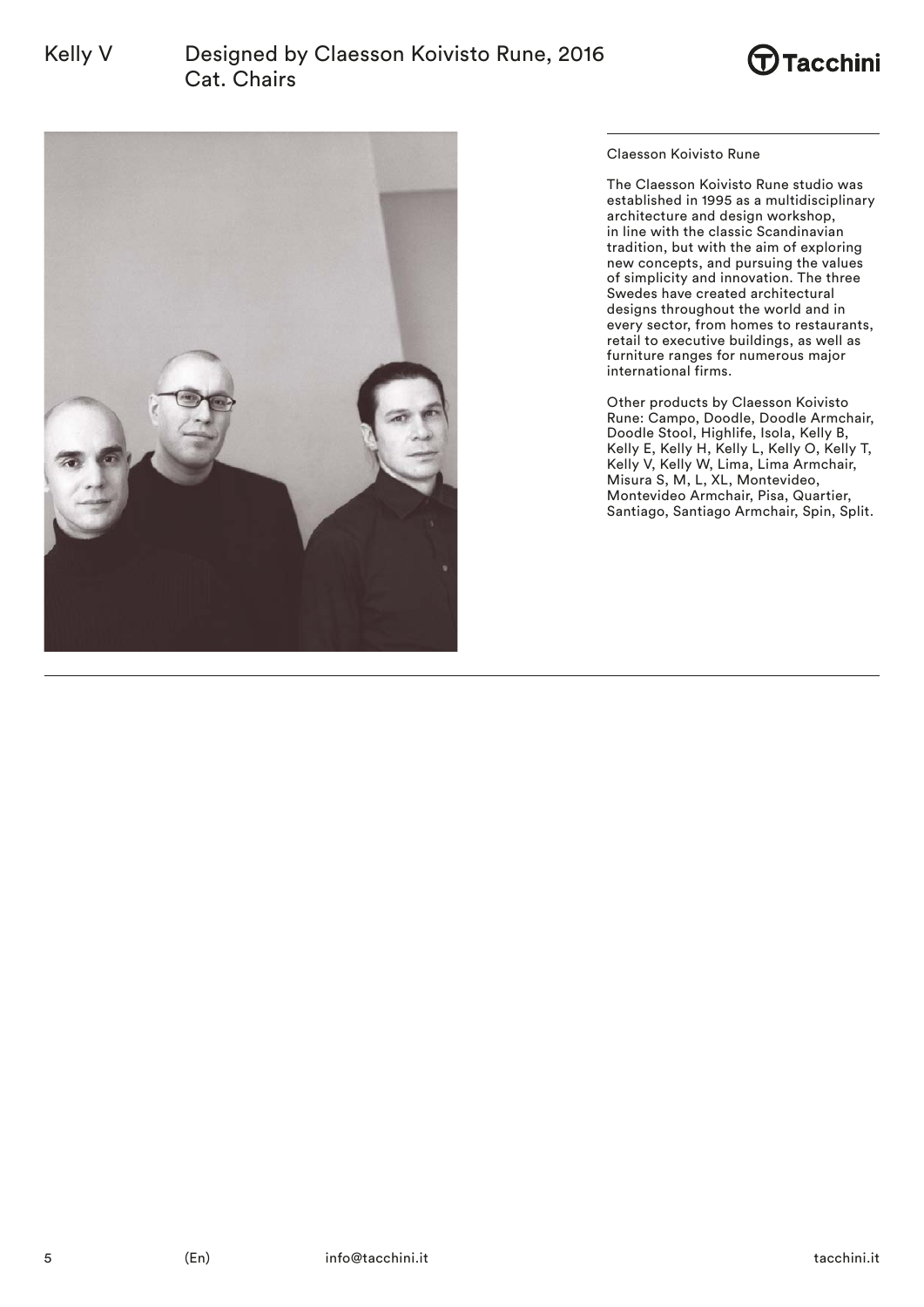Kelly V — Designed by Claesson Koivisto Rune, 2016
Cat. Chairs

## Claesson Koivisto Rune

The Claesson Koivisto Rune studio was established in 1995 as a multidisciplinary architecture and design workshop, in line with the classic Scandinavian tradition, but with the aim of exploring new concepts, and pursuing the values of simplicity and innovation. The three Swedes have created architectural designs throughout the world and in every sector, from homes to restaurants, retail to executive buildings, as well as furniture ranges for numerous major international firms.

Other products by Claesson Koivisto Rune: Campo, Doodle, Doodle Armchair, Doodle Stool, Highlife, Isola, Kelly B, Kelly E, Kelly H, Kelly L, Kelly O, Kelly T, Kelly V, Kelly W, Lima, Lima Armchair, Misura S, M, L, XL, Montevideo, Montevideo Armchair, Pisa, Quartier, Santiago, Santiago Armchair, Spin, Split.